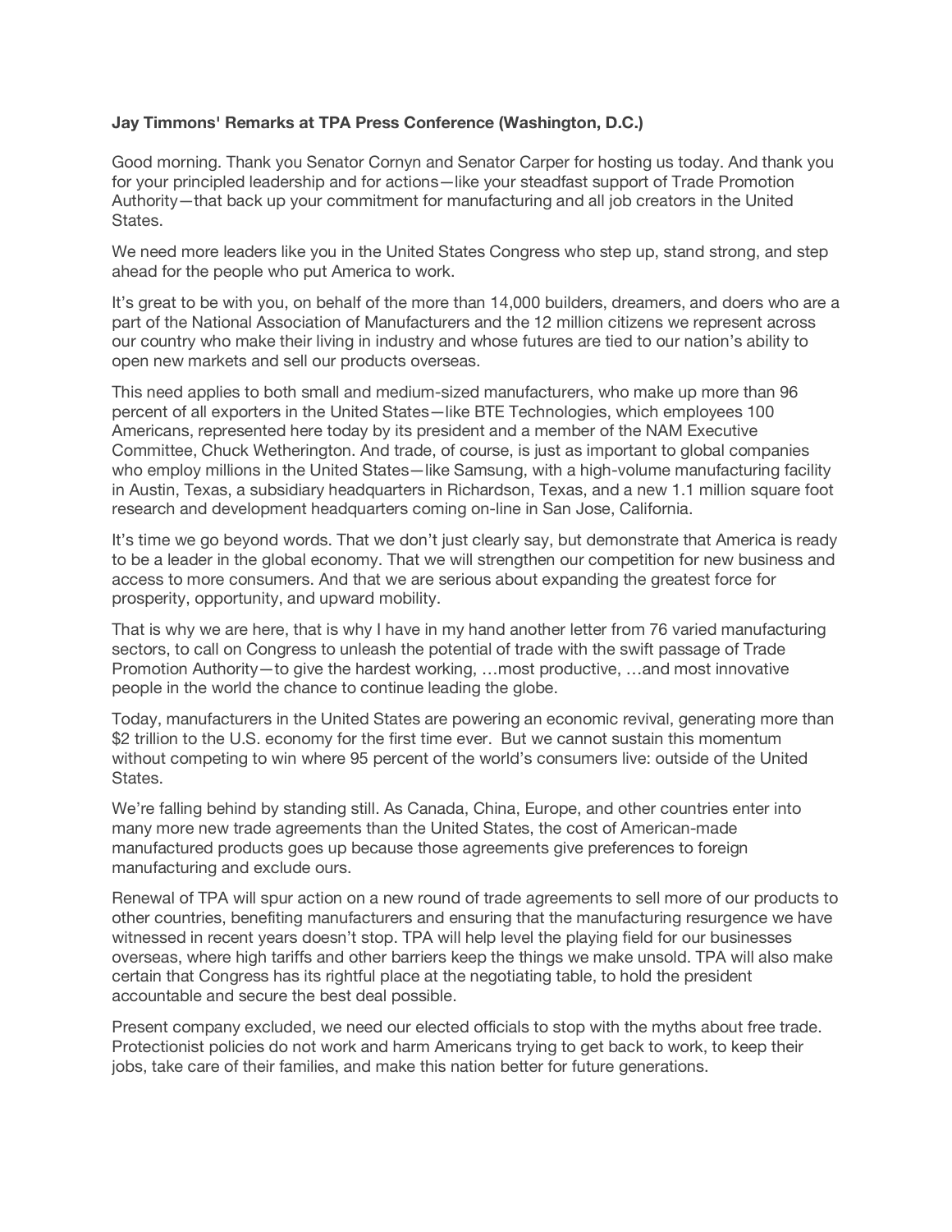**Jay Timmons' Remarks at TPA Press Conference (Washington, D.C.)**

Good morning. Thank you Senator Cornyn and Senator Carper for hosting us today. And thank you for your principled leadership and for actions—like your steadfast support of Trade Promotion Authority—that back up your commitment for manufacturing and all job creators in the United States.

We need more leaders like you in the United States Congress who step up, stand strong, and step ahead for the people who put America to work.

It's great to be with you, on behalf of the more than 14,000 builders, dreamers, and doers who are a part of the National Association of Manufacturers and the 12 million citizens we represent across our country who make their living in industry and whose futures are tied to our nation's ability to open new markets and sell our products overseas.

This need applies to both small and medium-sized manufacturers, who make up more than 96 percent of all exporters in the United States—like BTE Technologies, which employees 100 Americans, represented here today by its president and a member of the NAM Executive Committee, Chuck Wetherington. And trade, of course, is just as important to global companies who employ millions in the United States—like Samsung, with a high-volume manufacturing facility in Austin, Texas, a subsidiary headquarters in Richardson, Texas, and a new 1.1 million square foot research and development headquarters coming on-line in San Jose, California.

It's time we go beyond words. That we don't just clearly say, but demonstrate that America is ready to be a leader in the global economy. That we will strengthen our competition for new business and access to more consumers. And that we are serious about expanding the greatest force for prosperity, opportunity, and upward mobility.

That is why we are here, that is why I have in my hand another letter from 76 varied manufacturing sectors, to call on Congress to unleash the potential of trade with the swift passage of Trade Promotion Authority—to give the hardest working, …most productive, …and most innovative people in the world the chance to continue leading the globe.

Today, manufacturers in the United States are powering an economic revival, generating more than $2 trillion to the U.S. economy for the first time ever. But we cannot sustain this momentum without competing to win where 95 percent of the world's consumers live: outside of the United States.

We're falling behind by standing still. As Canada, China, Europe, and other countries enter into many more new trade agreements than the United States, the cost of American-made manufactured products goes up because those agreements give preferences to foreign manufacturing and exclude ours.

Renewal of TPA will spur action on a new round of trade agreements to sell more of our products to other countries, benefiting manufacturers and ensuring that the manufacturing resurgence we have witnessed in recent years doesn't stop. TPA will help level the playing field for our businesses overseas, where high tariffs and other barriers keep the things we make unsold. TPA will also make certain that Congress has its rightful place at the negotiating table, to hold the president accountable and secure the best deal possible.

Present company excluded, we need our elected officials to stop with the myths about free trade. Protectionist policies do not work and harm Americans trying to get back to work, to keep their jobs, take care of their families, and make this nation better for future generations.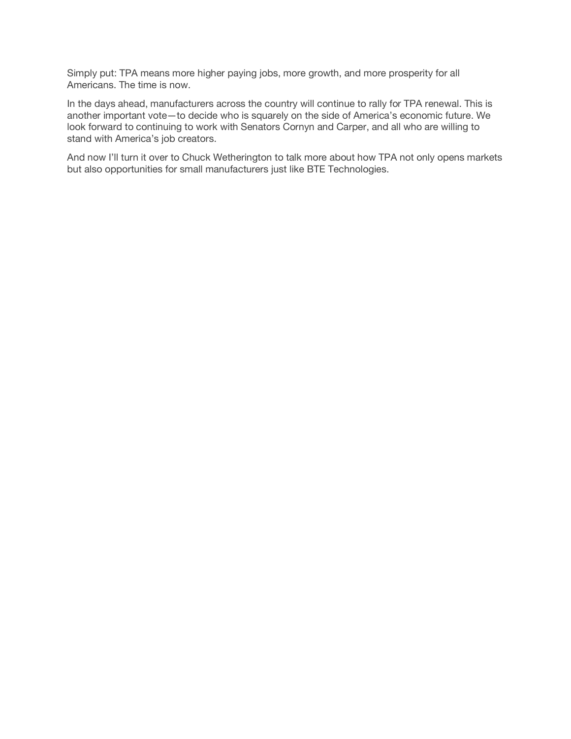Simply put: TPA means more higher paying jobs, more growth, and more prosperity for all Americans. The time is now.

In the days ahead, manufacturers across the country will continue to rally for TPA renewal. This is another important vote—to decide who is squarely on the side of America's economic future. We look forward to continuing to work with Senators Cornyn and Carper, and all who are willing to stand with America's job creators.

And now I'll turn it over to Chuck Wetherington to talk more about how TPA not only opens markets but also opportunities for small manufacturers just like BTE Technologies.